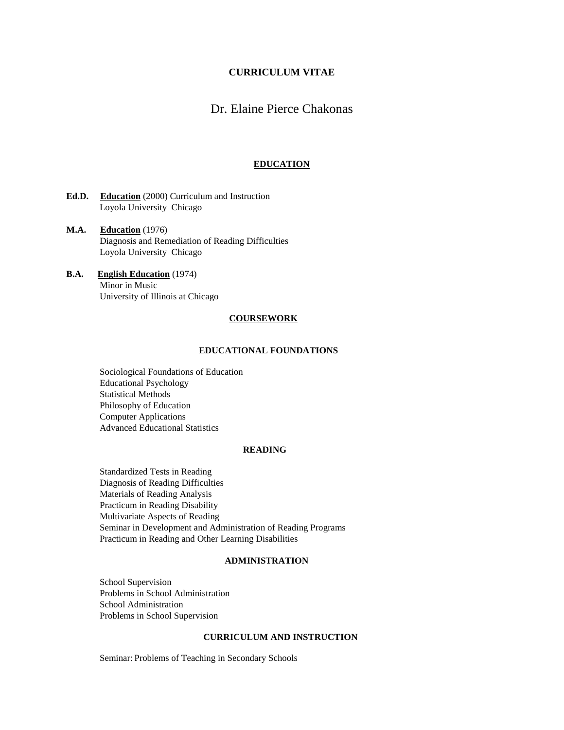# CURRICULUM VITAE

## Dr. Elaine Pierce Chakonas

## EDUCATION

**Ed.D.** **Education** (2000) Curriculum and Instruction
Loyola University Chicago

**M.A.** **Education** (1976)
Diagnosis and Remediation of Reading Difficulties
Loyola University Chicago

**B.A.** **English Education** (1974)
Minor in Music
University of Illinois at Chicago

## COURSEWORK

### EDUCATIONAL FOUNDATIONS

Sociological Foundations of Education
Educational Psychology
Statistical Methods
Philosophy of Education
Computer Applications
Advanced Educational Statistics

### READING

Standardized Tests in Reading
Diagnosis of Reading Difficulties
Materials of Reading Analysis
Practicum in Reading Disability
Multivariate Aspects of Reading
Seminar in Development and Administration of Reading Programs
Practicum in Reading and Other Learning Disabilities

### ADMINISTRATION

School Supervision
Problems in School Administration
School Administration
Problems in School Supervision

### CURRICULUM AND INSTRUCTION

Seminar: Problems of Teaching in Secondary Schools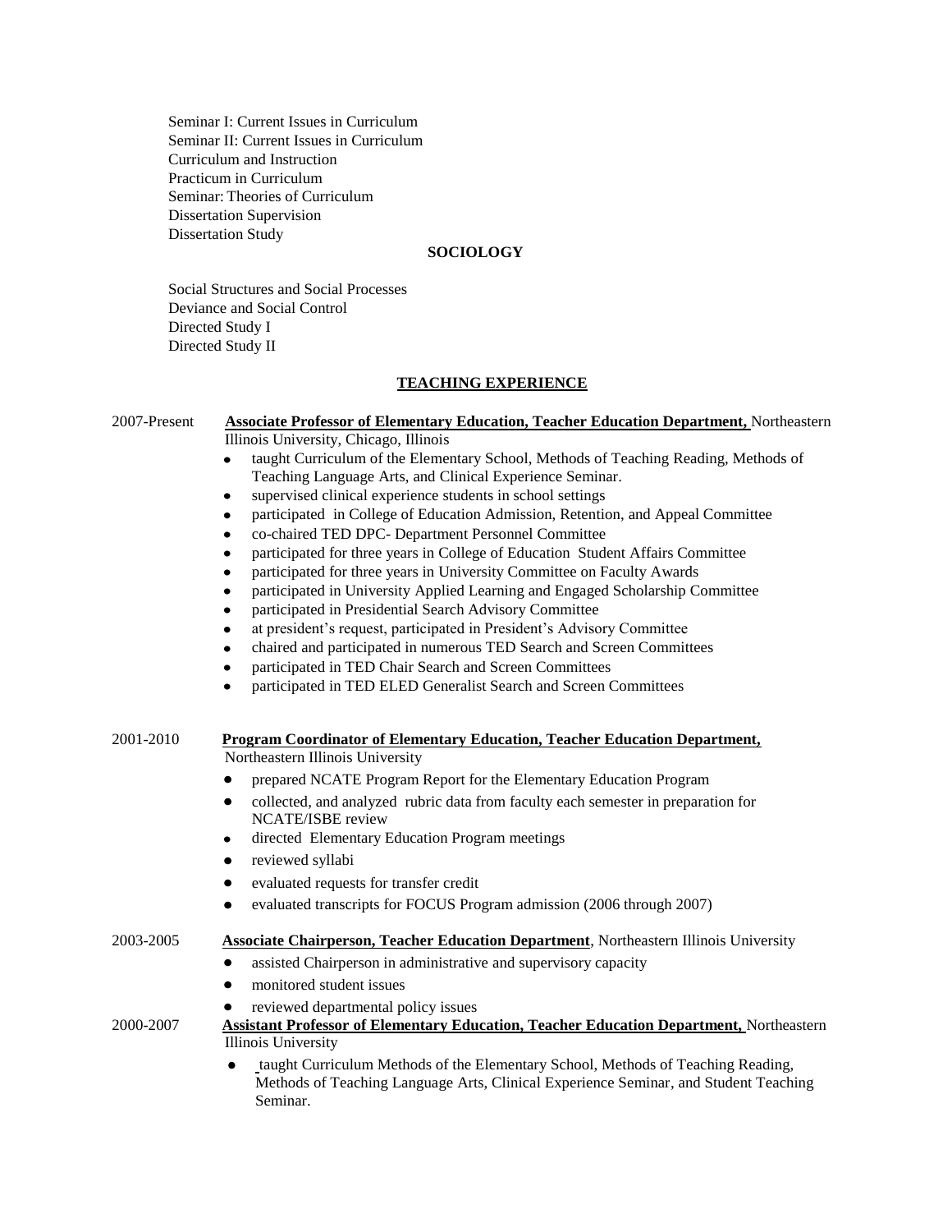Seminar I: Current Issues in Curriculum
Seminar II: Current Issues in Curriculum
Curriculum and Instruction
Practicum in Curriculum
Seminar: Theories of Curriculum
Dissertation Supervision
Dissertation Study

**SOCIOLOGY**

Social Structures and Social Processes
Deviance and Social Control
Directed Study I
Directed Study II

## TEACHING EXPERIENCE

2007-Present **Associate Professor of Elementary Education, Teacher Education Department,** Northeastern Illinois University, Chicago, Illinois

- taught Curriculum of the Elementary School, Methods of Teaching Reading, Methods of Teaching Language Arts, and Clinical Experience Seminar.
- supervised clinical experience students in school settings
- participated in College of Education Admission, Retention, and Appeal Committee
- co-chaired TED DPC- Department Personnel Committee
- participated for three years in College of Education Student Affairs Committee
- participated for three years in University Committee on Faculty Awards
- participated in University Applied Learning and Engaged Scholarship Committee
- participated in Presidential Search Advisory Committee
- at president's request, participated in President's Advisory Committee
- chaired and participated in numerous TED Search and Screen Committees
- participated in TED Chair Search and Screen Committees
- participated in TED ELED Generalist Search and Screen Committees

2001-2010 **Program Coordinator of Elementary Education, Teacher Education Department,** Northeastern Illinois University

- prepared NCATE Program Report for the Elementary Education Program
- collected, and analyzed rubric data from faculty each semester in preparation for NCATE/ISBE review
- directed Elementary Education Program meetings
- reviewed syllabi
- evaluated requests for transfer credit
- evaluated transcripts for FOCUS Program admission (2006 through 2007)

2003-2005 **Associate Chairperson, Teacher Education Department**, Northeastern Illinois University

- assisted Chairperson in administrative and supervisory capacity
- monitored student issues
- reviewed departmental policy issues

2000-2007 **Assistant Professor of Elementary Education, Teacher Education Department,** Northeastern Illinois University

- taught Curriculum Methods of the Elementary School, Methods of Teaching Reading, Methods of Teaching Language Arts, Clinical Experience Seminar, and Student Teaching Seminar.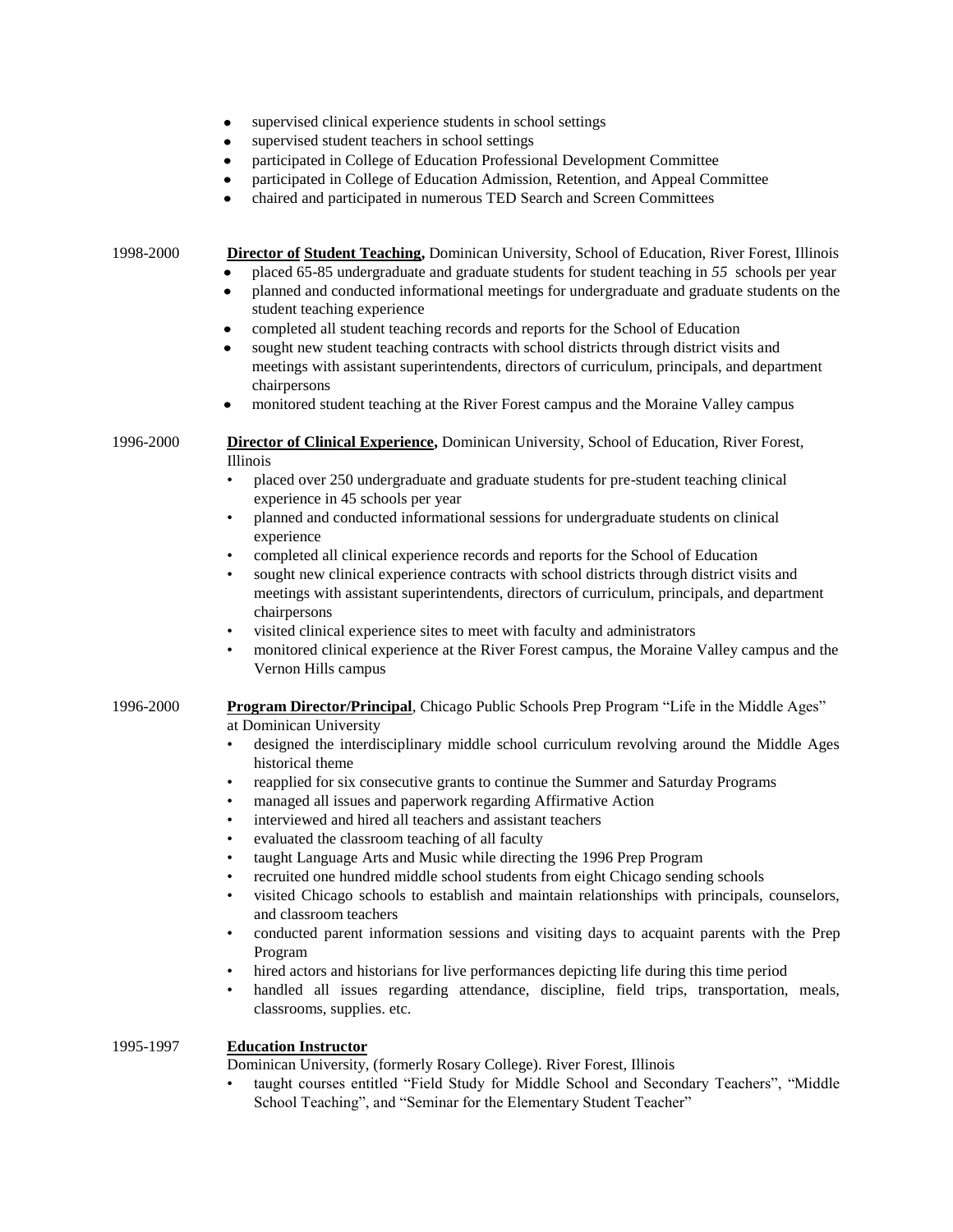- supervised clinical experience students in school settings
- supervised student teachers in school settings
- participated in College of Education Professional Development Committee
- participated in College of Education Admission, Retention, and Appeal Committee
- chaired and participated in numerous TED Search and Screen Committees

1998-2000 **Director of Student Teaching,** Dominican University, School of Education, River Forest, Illinois

- placed 65-85 undergraduate and graduate students for student teaching in *55* schools per year
- planned and conducted informational meetings for undergraduate and graduate students on the student teaching experience
- completed all student teaching records and reports for the School of Education
- sought new student teaching contracts with school districts through district visits and meetings with assistant superintendents, directors of curriculum, principals, and department chairpersons
- monitored student teaching at the River Forest campus and the Moraine Valley campus

1996-2000 **Director of Clinical Experience,** Dominican University, School of Education, River Forest, Illinois

- placed over 250 undergraduate and graduate students for pre-student teaching clinical experience in 45 schools per year
- planned and conducted informational sessions for undergraduate students on clinical experience
- completed all clinical experience records and reports for the School of Education
- sought new clinical experience contracts with school districts through district visits and meetings with assistant superintendents, directors of curriculum, principals, and department chairpersons
- visited clinical experience sites to meet with faculty and administrators
- monitored clinical experience at the River Forest campus, the Moraine Valley campus and the Vernon Hills campus

1996-2000 **Program Director/Principal**, Chicago Public Schools Prep Program "Life in the Middle Ages" at Dominican University

- designed the interdisciplinary middle school curriculum revolving around the Middle Ages historical theme
- reapplied for six consecutive grants to continue the Summer and Saturday Programs
- managed all issues and paperwork regarding Affirmative Action
- interviewed and hired all teachers and assistant teachers
- evaluated the classroom teaching of all faculty
- taught Language Arts and Music while directing the 1996 Prep Program
- recruited one hundred middle school students from eight Chicago sending schools
- visited Chicago schools to establish and maintain relationships with principals, counselors, and classroom teachers
- conducted parent information sessions and visiting days to acquaint parents with the Prep Program
- hired actors and historians for live performances depicting life during this time period
- handled all issues regarding attendance, discipline, field trips, transportation, meals, classrooms, supplies. etc.

1995-1997 **Education Instructor**

Dominican University, (formerly Rosary College). River Forest, Illinois

- taught courses entitled "Field Study for Middle School and Secondary Teachers", "Middle School Teaching", and "Seminar for the Elementary Student Teacher"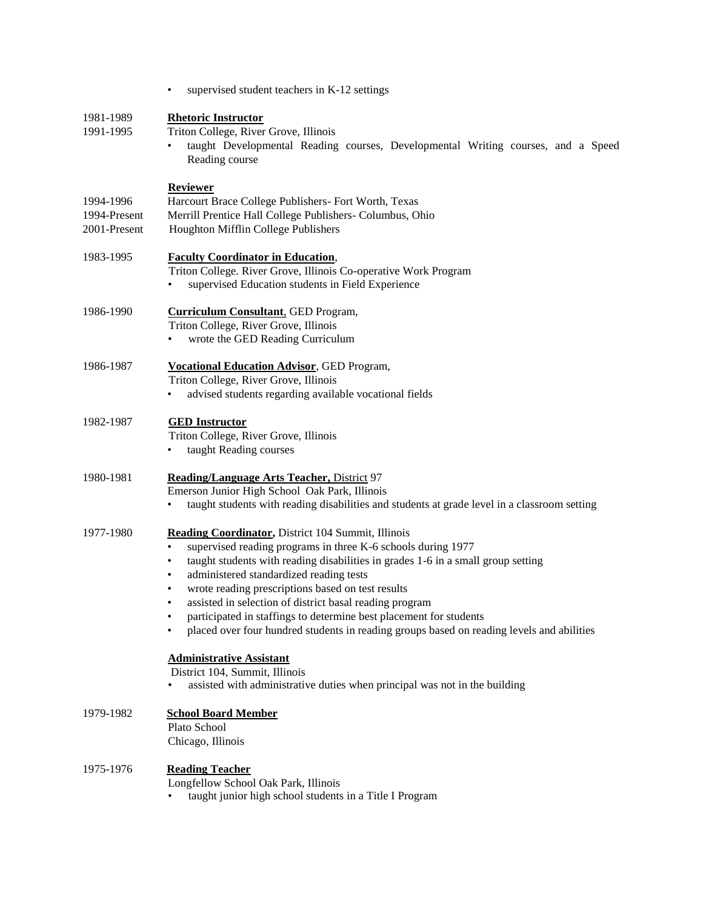- supervised student teachers in K-12 settings

1981-1989
1991-1995 **Rhetoric Instructor**
Triton College, River Grove, Illinois

- taught Developmental Reading courses, Developmental Writing courses, and a Speed Reading course

**Reviewer**

1994-1996 Harcourt Brace College Publishers- Fort Worth, Texas
1994-Present Merrill Prentice Hall College Publishers- Columbus, Ohio
2001-Present Houghton Mifflin College Publishers

1983-1995 **Faculty Coordinator in Education**,
Triton College. River Grove, Illinois Co-operative Work Program

- supervised Education students in Field Experience

1986-1990 **Curriculum Consultant**, GED Program,
Triton College, River Grove, Illinois

- wrote the GED Reading Curriculum

1986-1987 **Vocational Education Advisor**, GED Program,
Triton College, River Grove, Illinois

- advised students regarding available vocational fields

1982-1987 **GED Instructor**
Triton College, River Grove, Illinois

- taught Reading courses

1980-1981 **Reading/Language Arts Teacher,** District 97
Emerson Junior High School ,Oak Park, Illinois

- taught students with reading disabilities and students at grade level in a classroom setting

1977-1980 **Reading Coordinator,** District 104 Summit, Illinois

- supervised reading programs in three K-6 schools during 1977
- taught students with reading disabilities in grades 1-6 in a small group setting
- administered standardized reading tests
- wrote reading prescriptions based on test results
- assisted in selection of district basal reading program
- participated in staffings to determine best placement for students
- placed over four hundred students in reading groups based on reading levels and abilities

**Administrative Assistant**
District 104, Summit, Illinois

- assisted with administrative duties when principal was not in the building

1979-1982 **School Board Member**
Plato School
Chicago, Illinois

1975-1976 **Reading Teacher**
Longfellow School Oak Park, Illinois

- taught junior high school students in a Title I Program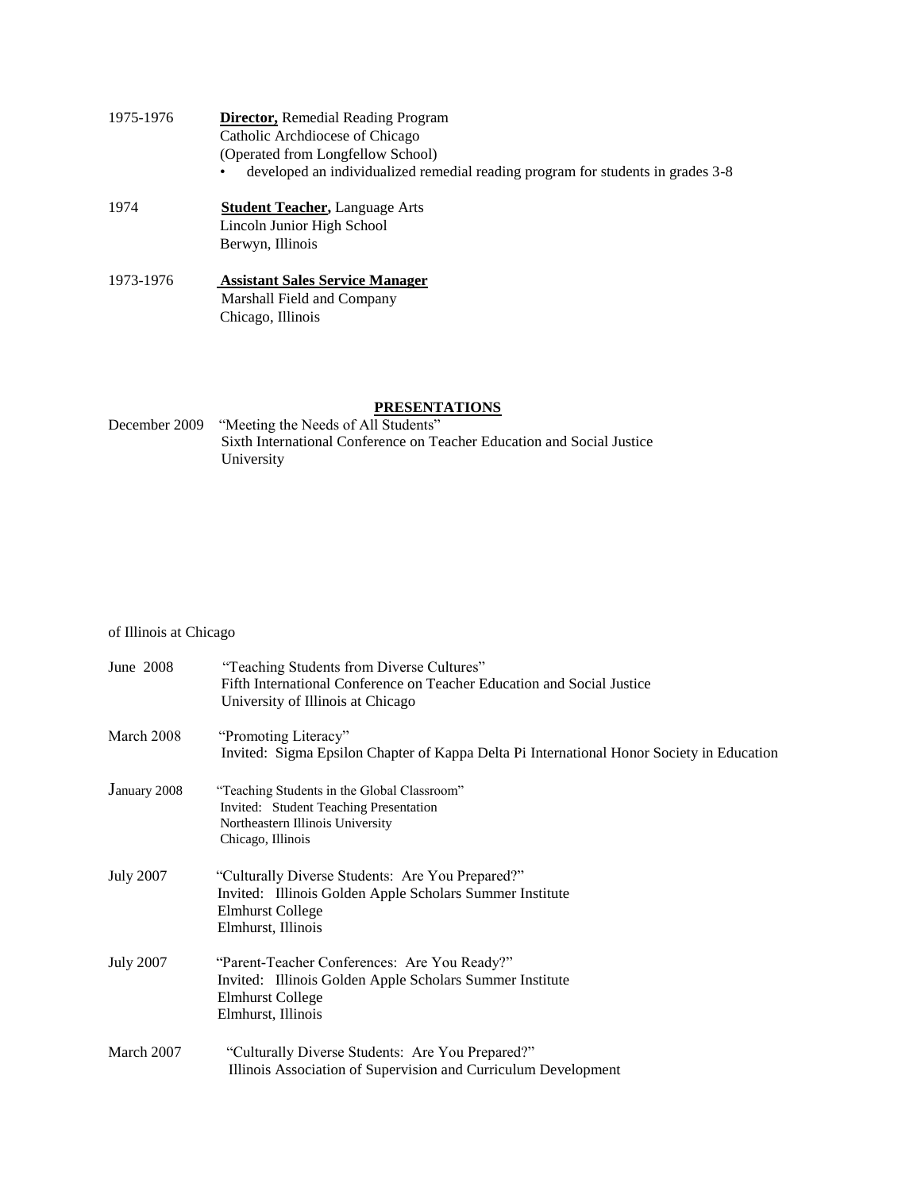1975-1976 **Director,** Remedial Reading Program
Catholic Archdiocese of Chicago
(Operated from Longfellow School)

- developed an individualized remedial reading program for students in grades 3-8

1974 **Student Teacher,** Language Arts
Lincoln Junior High School
Berwyn, Illinois

1973-1976 **Assistant Sales Service Manager**
Marshall Field and Company
Chicago, Illinois

## PRESENTATIONS

December 2009 "Meeting the Needs of All Students"
Sixth International Conference on Teacher Education and Social Justice
University of Illinois at Chicago

June 2008 "Teaching Students from Diverse Cultures"
Fifth International Conference on Teacher Education and Social Justice
University of Illinois at Chicago

March 2008 "Promoting Literacy"
Invited: Sigma Epsilon Chapter of Kappa Delta Pi International Honor Society in Education

January 2008 "Teaching Students in the Global Classroom"
Invited: Student Teaching Presentation
Northeastern Illinois University
Chicago, Illinois

July 2007 "Culturally Diverse Students: Are You Prepared?"
Invited: Illinois Golden Apple Scholars Summer Institute
Elmhurst College
Elmhurst, Illinois

July 2007 "Parent-Teacher Conferences: Are You Ready?"
Invited: Illinois Golden Apple Scholars Summer Institute
Elmhurst College
Elmhurst, Illinois

March 2007 "Culturally Diverse Students: Are You Prepared?"
Illinois Association of Supervision and Curriculum Development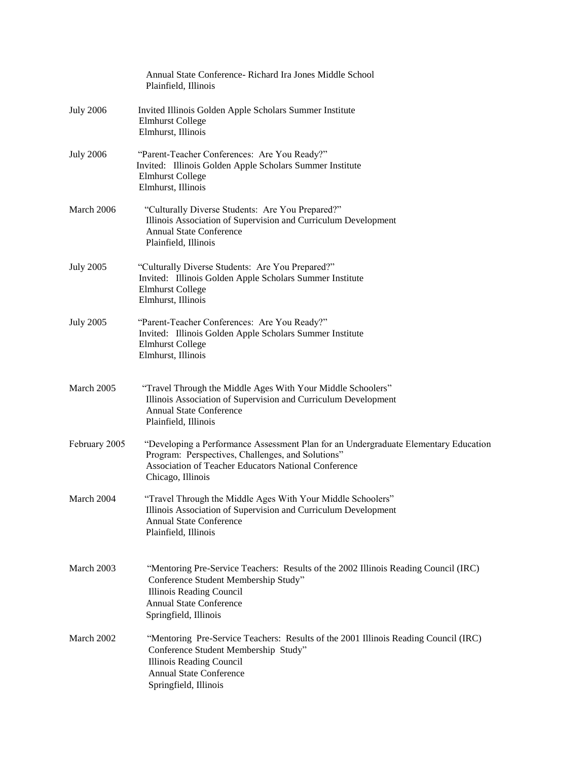Annual State Conference- Richard Ira Jones Middle School
Plainfield, Illinois

July 2006
Invited Illinois Golden Apple Scholars Summer Institute
Elmhurst College
Elmhurst, Illinois

July 2006
"Parent-Teacher Conferences: Are You Ready?"
Invited: Illinois Golden Apple Scholars Summer Institute
Elmhurst College
Elmhurst, Illinois

March 2006
"Culturally Diverse Students: Are You Prepared?"
Illinois Association of Supervision and Curriculum Development
Annual State Conference
Plainfield, Illinois

July 2005
"Culturally Diverse Students: Are You Prepared?"
Invited: Illinois Golden Apple Scholars Summer Institute
Elmhurst College
Elmhurst, Illinois

July 2005
"Parent-Teacher Conferences: Are You Ready?"
Invited: Illinois Golden Apple Scholars Summer Institute
Elmhurst College
Elmhurst, Illinois

March 2005
"Travel Through the Middle Ages With Your Middle Schoolers"
Illinois Association of Supervision and Curriculum Development
Annual State Conference
Plainfield, Illinois

February 2005
"Developing a Performance Assessment Plan for an Undergraduate Elementary Education Program: Perspectives, Challenges, and Solutions"
Association of Teacher Educators National Conference
Chicago, Illinois

March 2004
"Travel Through the Middle Ages With Your Middle Schoolers"
Illinois Association of Supervision and Curriculum Development
Annual State Conference
Plainfield, Illinois

March 2003
"Mentoring Pre-Service Teachers: Results of the 2002 Illinois Reading Council (IRC) Conference Student Membership Study"
Illinois Reading Council
Annual State Conference
Springfield, Illinois

March 2002
"Mentoring Pre-Service Teachers: Results of the 2001 Illinois Reading Council (IRC) Conference Student Membership Study"
Illinois Reading Council
Annual State Conference
Springfield, Illinois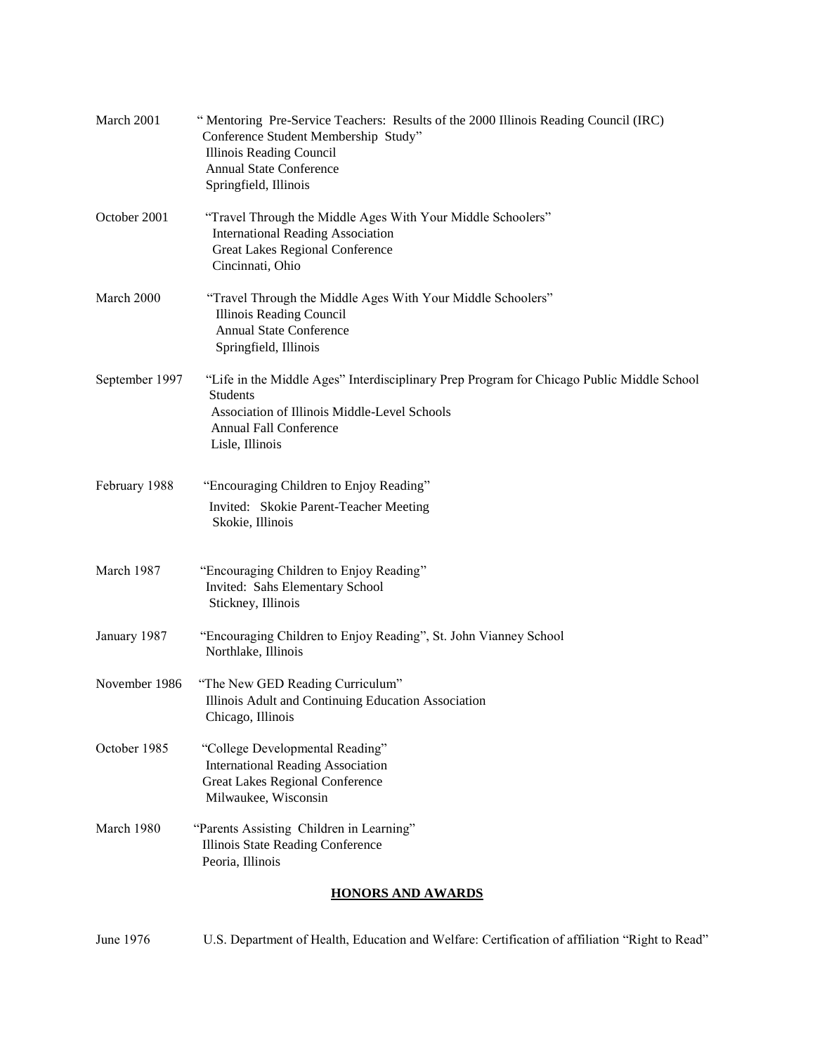March 2001 — " Mentoring Pre-Service Teachers: Results of the 2000 Illinois Reading Council (IRC) Conference Student Membership Study"
Illinois Reading Council
Annual State Conference
Springfield, Illinois

October 2001 — "Travel Through the Middle Ages With Your Middle Schoolers"
International Reading Association
Great Lakes Regional Conference
Cincinnati, Ohio

March 2000 — "Travel Through the Middle Ages With Your Middle Schoolers"
Illinois Reading Council
Annual State Conference
Springfield, Illinois

September 1997 — "Life in the Middle Ages" Interdisciplinary Prep Program for Chicago Public Middle School Students
Association of Illinois Middle-Level Schools
Annual Fall Conference
Lisle, Illinois

February 1988 — "Encouraging Children to Enjoy Reading"
Invited: Skokie Parent-Teacher Meeting
Skokie, Illinois

March 1987 — "Encouraging Children to Enjoy Reading"
Invited: Sahs Elementary School
Stickney, Illinois

January 1987 — "Encouraging Children to Enjoy Reading", St. John Vianney School
Northlake, Illinois

November 1986 — "The New GED Reading Curriculum"
Illinois Adult and Continuing Education Association
Chicago, Illinois

October 1985 — "College Developmental Reading"
International Reading Association
Great Lakes Regional Conference
Milwaukee, Wisconsin

March 1980 — "Parents Assisting Children in Learning"
Illinois State Reading Conference
Peoria, Illinois

## HONORS AND AWARDS

June 1976 — U.S. Department of Health, Education and Welfare: Certification of affiliation "Right to Read"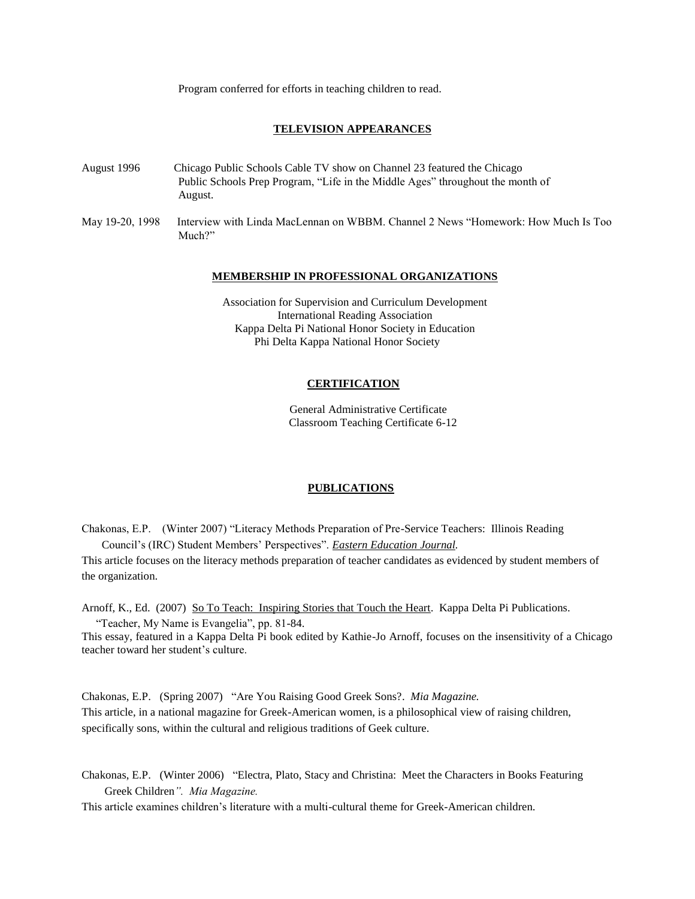Program conferred for efforts in teaching children to read.

## TELEVISION APPEARANCES

August 1996 Chicago Public Schools Cable TV show on Channel 23 featured the Chicago Public Schools Prep Program, “Life in the Middle Ages” throughout the month of August.

May 19-20, 1998 Interview with Linda MacLennan on WBBM. Channel 2 News “Homework: How Much Is Too Much?”

## MEMBERSHIP IN PROFESSIONAL ORGANIZATIONS

Association for Supervision and Curriculum Development
International Reading Association
Kappa Delta Pi National Honor Society in Education
Phi Delta Kappa National Honor Society

## CERTIFICATION

General Administrative Certificate
Classroom Teaching Certificate 6-12

## PUBLICATIONS

Chakonas, E.P. (Winter 2007) “Literacy Methods Preparation of Pre-Service Teachers: Illinois Reading Council’s (IRC) Student Members’ Perspectives”. ***Eastern Education Journal.***
This article focuses on the literacy methods preparation of teacher candidates as evidenced by student members of the organization.

Arnoff, K., Ed. (2007) So To Teach: Inspiring Stories that Touch the Heart. Kappa Delta Pi Publications. “Teacher, My Name is Evangelia”, pp. 81-84.
This essay, featured in a Kappa Delta Pi book edited by Kathie-Jo Arnoff, focuses on the insensitivity of a Chicago teacher toward her student’s culture.

Chakonas, E.P. (Spring 2007) “Are You Raising Good Greek Sons?. *Mia Magazine.*
This article, in a national magazine for Greek-American women, is a philosophical view of raising children, specifically sons, within the cultural and religious traditions of Geek culture.

Chakonas, E.P. (Winter 2006) “Electra, Plato, Stacy and Christina: Meet the Characters in Books Featuring Greek Children*”. Mia Magazine.*
This article examines children’s literature with a multi-cultural theme for Greek-American children.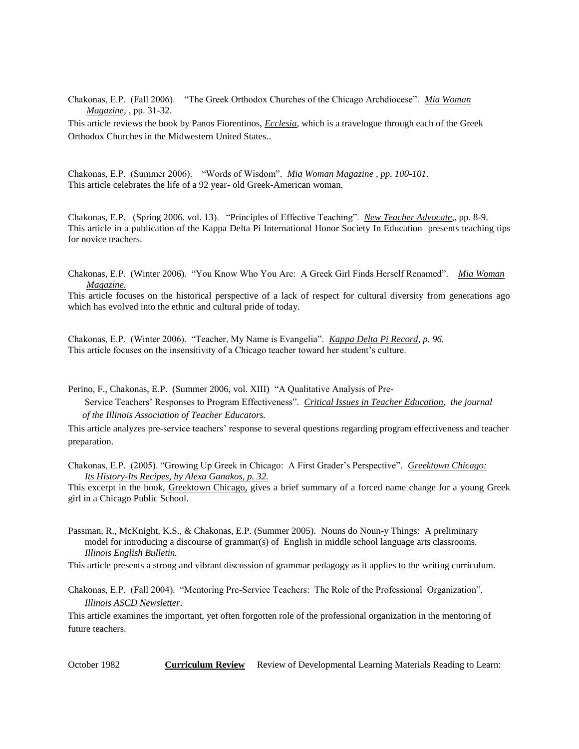Chakonas, E.P. (Fall 2006). "The Greek Orthodox Churches of the Chicago Archdiocese". *Mia Woman Magazine*, , pp. 31-32.

This article reviews the book by Panos Fiorentinos, *Ecclesia*, which is a travelogue through each of the Greek Orthodox Churches in the Midwestern United States..

Chakonas, E.P. (Summer 2006). "Words of Wisdom". *Mia Woman Magazine , pp. 100-101.*

This article celebrates the life of a 92 year- old Greek-American woman.

Chakonas, E.P. (Spring 2006. vol. 13). "Principles of Effective Teaching". *New Teacher Advocate*,, pp. 8-9.

This article in a publication of the Kappa Delta Pi International Honor Society In Education presents teaching tips for novice teachers.

Chakonas, E.P. (Winter 2006). "You Know Who You Are: A Greek Girl Finds Herself Renamed". *Mia Woman Magazine.*

This article focuses on the historical perspective of a lack of respect for cultural diversity from generations ago which has evolved into the ethnic and cultural pride of today.

Chakonas, E.P. (Winter 2006). "Teacher, My Name is Evangelia". *Kappa Delta Pi Record, p. 96.*

This article focuses on the insensitivity of a Chicago teacher toward her student's culture.

Perino, F., Chakonas, E.P. (Summer 2006, vol. XIII) "A Qualitative Analysis of Pre-Service Teachers' Responses to Program Effectiveness". *Critical Issues in Teacher Education, the journal of the Illinois Association of Teacher Educators.*

This article analyzes pre-service teachers' response to several questions regarding program effectiveness and teacher preparation.

Chakonas, E.P. (2005). "Growing Up Greek in Chicago: A First Grader's Perspective". *Greektown Chicago: Its History-Its Recipes, by Alexa Ganakos, p. 32.*

This excerpt in the book, Greektown Chicago, gives a brief summary of a forced name change for a young Greek girl in a Chicago Public School.

Passman, R., McKnight, K.S., & Chakonas, E.P. (Summer 2005). Nouns do Noun-y Things: A preliminary model for introducing a discourse of grammar(s) of English in middle school language arts classrooms. *Illinois English Bulletin.*

This article presents a strong and vibrant discussion of grammar pedagogy as it applies to the writing curriculum.

Chakonas, E.P. (Fall 2004). "Mentoring Pre-Service Teachers: The Role of the Professional Organization". *Illinois ASCD Newsletter*.

This article examines the important, yet often forgotten role of the professional organization in the mentoring of future teachers.

October 1982 **Curriculum Review** Review of Developmental Learning Materials Reading to Learn: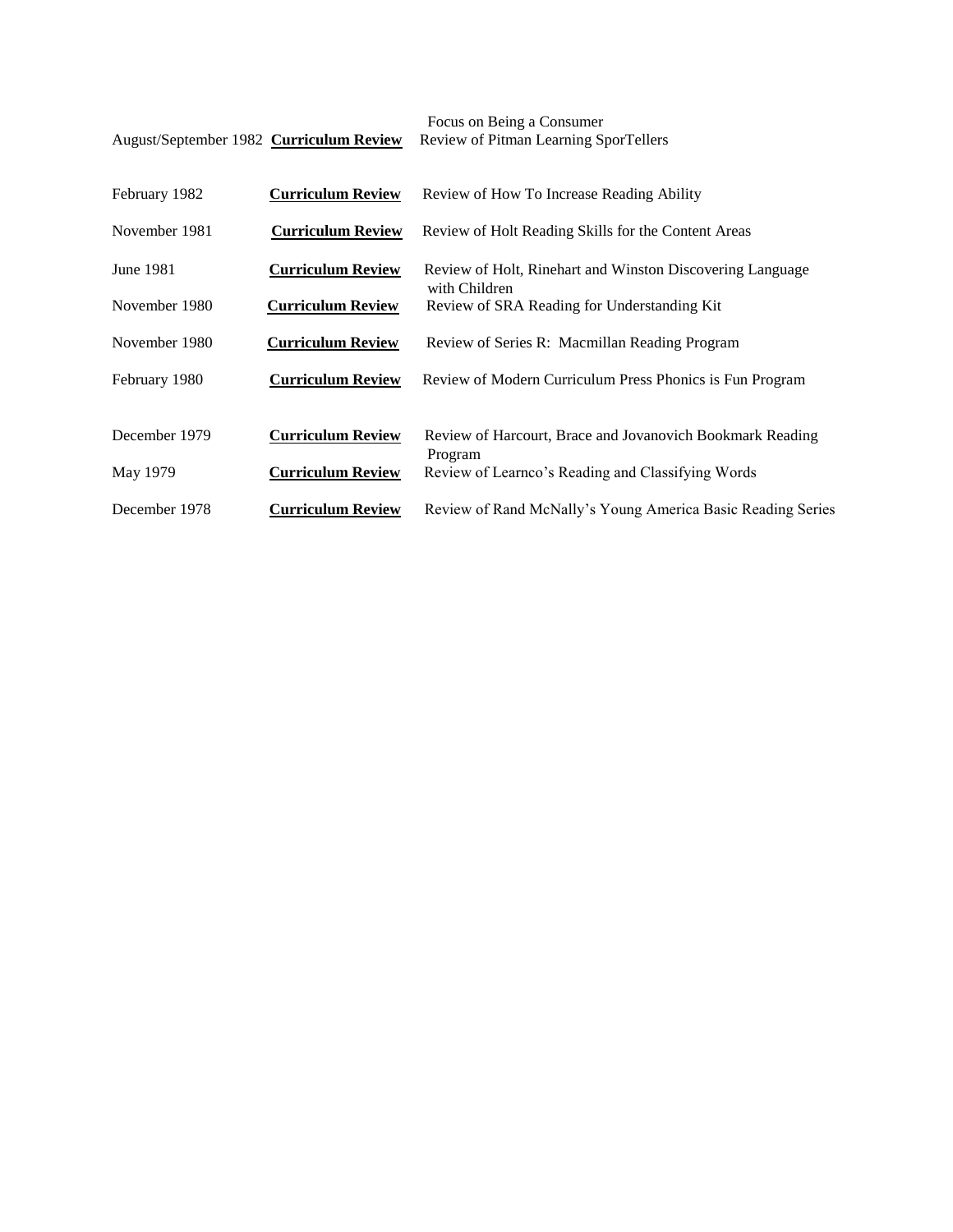| | | |
|---|---|---|
| August/September 1982 | **Curriculum Review** | Focus on Being a Consumer<br>Review of Pitman Learning SporTellers |
| February 1982 | **Curriculum Review** | Review of How To Increase Reading Ability |
| November 1981 | **Curriculum Review** | Review of Holt Reading Skills for the Content Areas |
| June 1981 | **Curriculum Review** | Review of Holt, Rinehart and Winston Discovering Language with Children |
| November 1980 | **Curriculum Review** | Review of SRA Reading for Understanding Kit |
| November 1980 | **Curriculum Review** | Review of Series R: Macmillan Reading Program |
| February 1980 | **Curriculum Review** | Review of Modern Curriculum Press Phonics is Fun Program |
| December 1979 | **Curriculum Review** | Review of Harcourt, Brace and Jovanovich Bookmark Reading Program |
| May 1979 | **Curriculum Review** | Review of Learnco's Reading and Classifying Words |
| December 1978 | **Curriculum Review** | Review of Rand McNally's Young America Basic Reading Series |